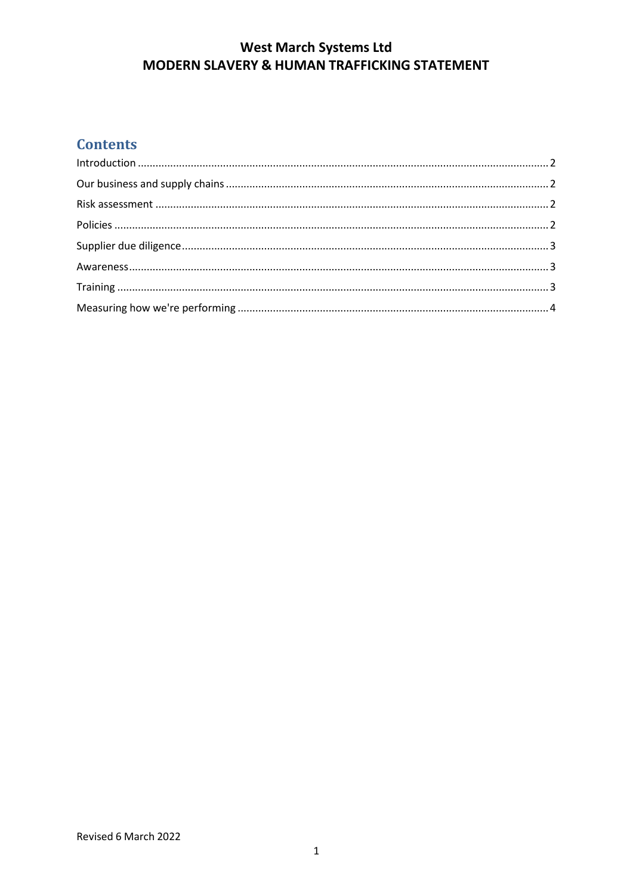# West March Systems Ltd
# MODERN SLAVERY & HUMAN TRAFFICKING STATEMENT

## Contents

Introduction ........................................................................................................................ 2

Our business and supply chains ........................................................................................ 2

Risk assessment ................................................................................................................. 2

Policies ............................................................................................................................... 2

Supplier due diligence ........................................................................................................ 3

Awareness .......................................................................................................................... 3

Training .............................................................................................................................. 3

Measuring how we're performing ..................................................................................... 4

Revised 6 March 2022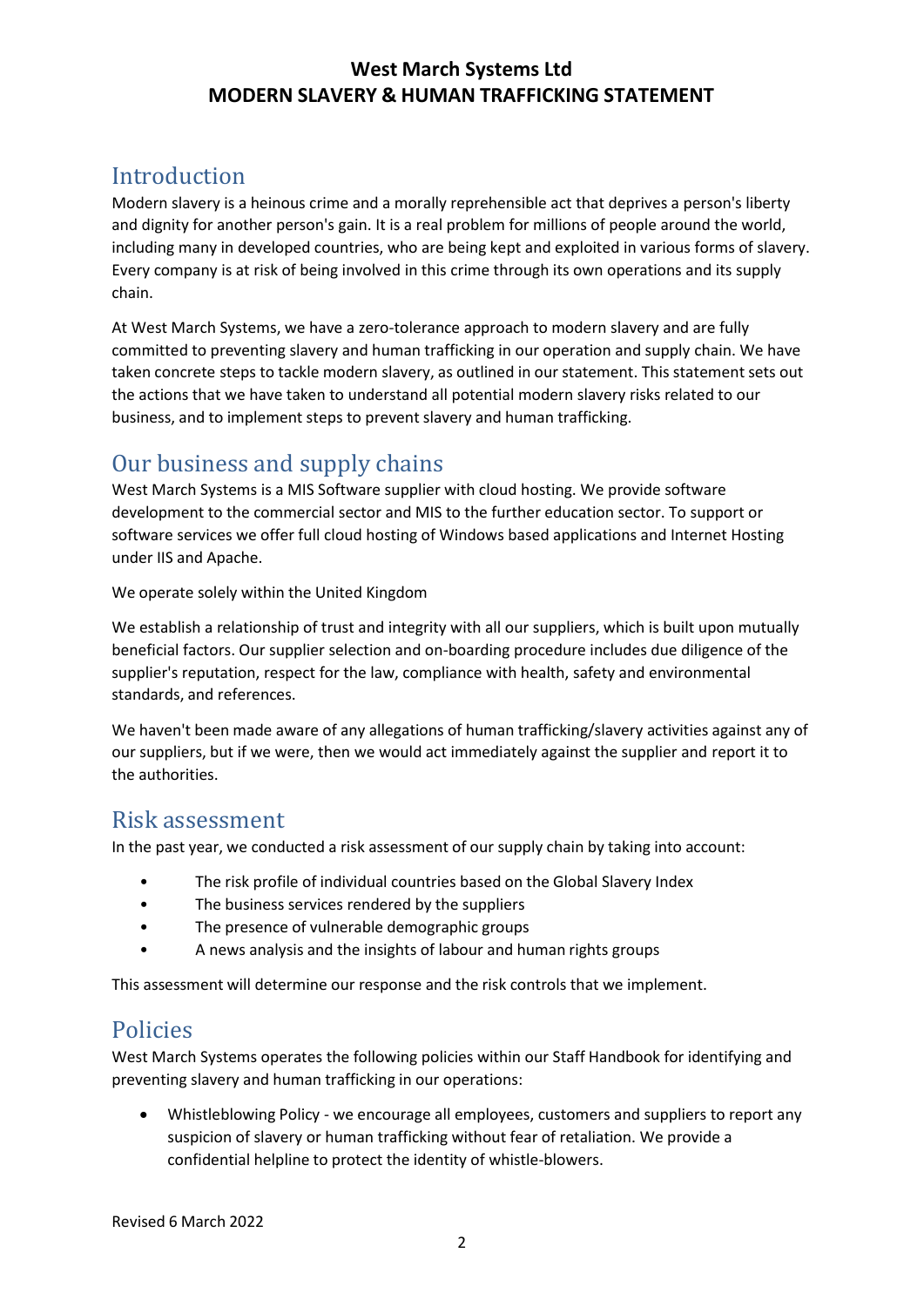# West March Systems Ltd
# MODERN SLAVERY & HUMAN TRAFFICKING STATEMENT

## Introduction

Modern slavery is a heinous crime and a morally reprehensible act that deprives a person's liberty and dignity for another person's gain. It is a real problem for millions of people around the world, including many in developed countries, who are being kept and exploited in various forms of slavery. Every company is at risk of being involved in this crime through its own operations and its supply chain.

At West March Systems, we have a zero-tolerance approach to modern slavery and are fully committed to preventing slavery and human trafficking in our operation and supply chain. We have taken concrete steps to tackle modern slavery, as outlined in our statement. This statement sets out the actions that we have taken to understand all potential modern slavery risks related to our business, and to implement steps to prevent slavery and human trafficking.

## Our business and supply chains

West March Systems is a MIS Software supplier with cloud hosting. We provide software development to the commercial sector and MIS to the further education sector. To support or software services we offer full cloud hosting of Windows based applications and Internet Hosting under IIS and Apache.

We operate solely within the United Kingdom

We establish a relationship of trust and integrity with all our suppliers, which is built upon mutually beneficial factors. Our supplier selection and on-boarding procedure includes due diligence of the supplier's reputation, respect for the law, compliance with health, safety and environmental standards, and references.

We haven't been made aware of any allegations of human trafficking/slavery activities against any of our suppliers, but if we were, then we would act immediately against the supplier and report it to the authorities.

## Risk assessment

In the past year, we conducted a risk assessment of our supply chain by taking into account:

- The risk profile of individual countries based on the Global Slavery Index
- The business services rendered by the suppliers
- The presence of vulnerable demographic groups
- A news analysis and the insights of labour and human rights groups

This assessment will determine our response and the risk controls that we implement.

## Policies

West March Systems operates the following policies within our Staff Handbook for identifying and preventing slavery and human trafficking in our operations:

- Whistleblowing Policy - we encourage all employees, customers and suppliers to report any suspicion of slavery or human trafficking without fear of retaliation. We provide a confidential helpline to protect the identity of whistle-blowers.

Revised 6 March 2022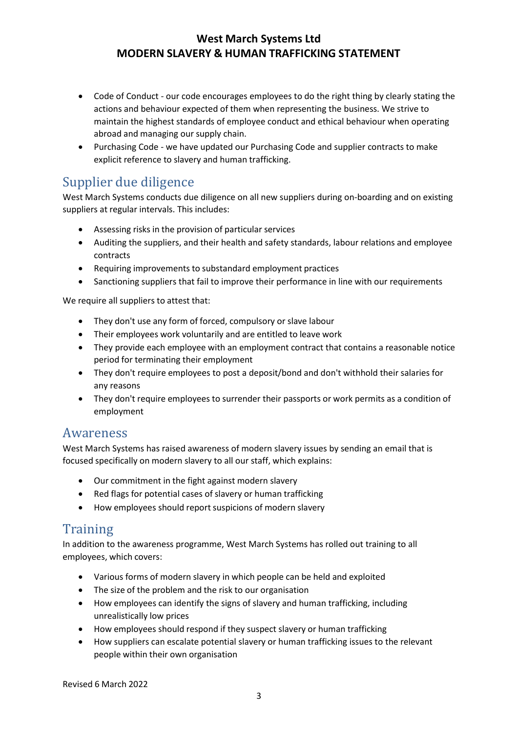- Code of Conduct - our code encourages employees to do the right thing by clearly stating the actions and behaviour expected of them when representing the business. We strive to maintain the highest standards of employee conduct and ethical behaviour when operating abroad and managing our supply chain.
- Purchasing Code - we have updated our Purchasing Code and supplier contracts to make explicit reference to slavery and human trafficking.

## Supplier due diligence

West March Systems conducts due diligence on all new suppliers during on-boarding and on existing suppliers at regular intervals. This includes:

- Assessing risks in the provision of particular services
- Auditing the suppliers, and their health and safety standards, labour relations and employee contracts
- Requiring improvements to substandard employment practices
- Sanctioning suppliers that fail to improve their performance in line with our requirements

We require all suppliers to attest that:

- They don't use any form of forced, compulsory or slave labour
- Their employees work voluntarily and are entitled to leave work
- They provide each employee with an employment contract that contains a reasonable notice period for terminating their employment
- They don't require employees to post a deposit/bond and don't withhold their salaries for any reasons
- They don't require employees to surrender their passports or work permits as a condition of employment

## Awareness

West March Systems has raised awareness of modern slavery issues by sending an email that is focused specifically on modern slavery to all our staff, which explains:

- Our commitment in the fight against modern slavery
- Red flags for potential cases of slavery or human trafficking
- How employees should report suspicions of modern slavery

## Training

In addition to the awareness programme, West March Systems has rolled out training to all employees, which covers:

- Various forms of modern slavery in which people can be held and exploited
- The size of the problem and the risk to our organisation
- How employees can identify the signs of slavery and human trafficking, including unrealistically low prices
- How employees should respond if they suspect slavery or human trafficking
- How suppliers can escalate potential slavery or human trafficking issues to the relevant people within their own organisation

Revised 6 March 2022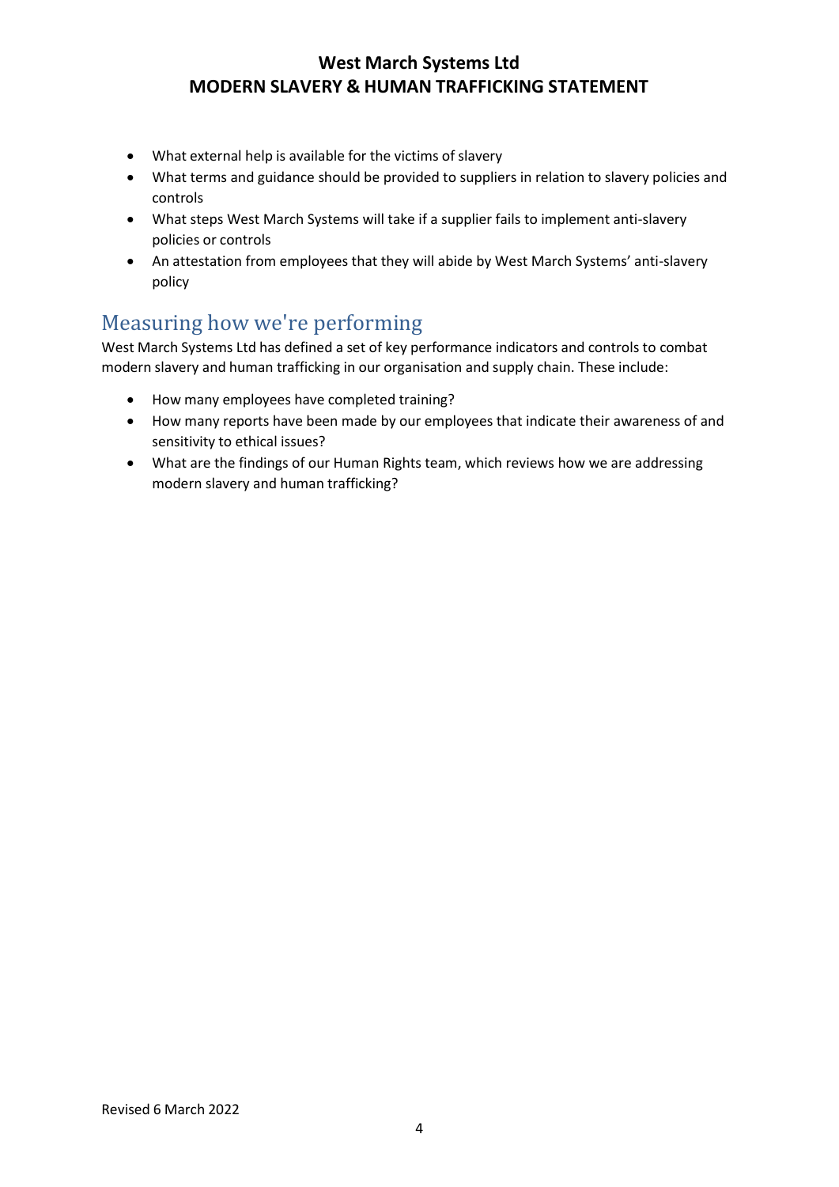- What external help is available for the victims of slavery
- What terms and guidance should be provided to suppliers in relation to slavery policies and controls
- What steps West March Systems will take if a supplier fails to implement anti-slavery policies or controls
- An attestation from employees that they will abide by West March Systems' anti-slavery policy

## Measuring how we're performing

West March Systems Ltd has defined a set of key performance indicators and controls to combat modern slavery and human trafficking in our organisation and supply chain. These include:

- How many employees have completed training?
- How many reports have been made by our employees that indicate their awareness of and sensitivity to ethical issues?
- What are the findings of our Human Rights team, which reviews how we are addressing modern slavery and human trafficking?

Revised 6 March 2022